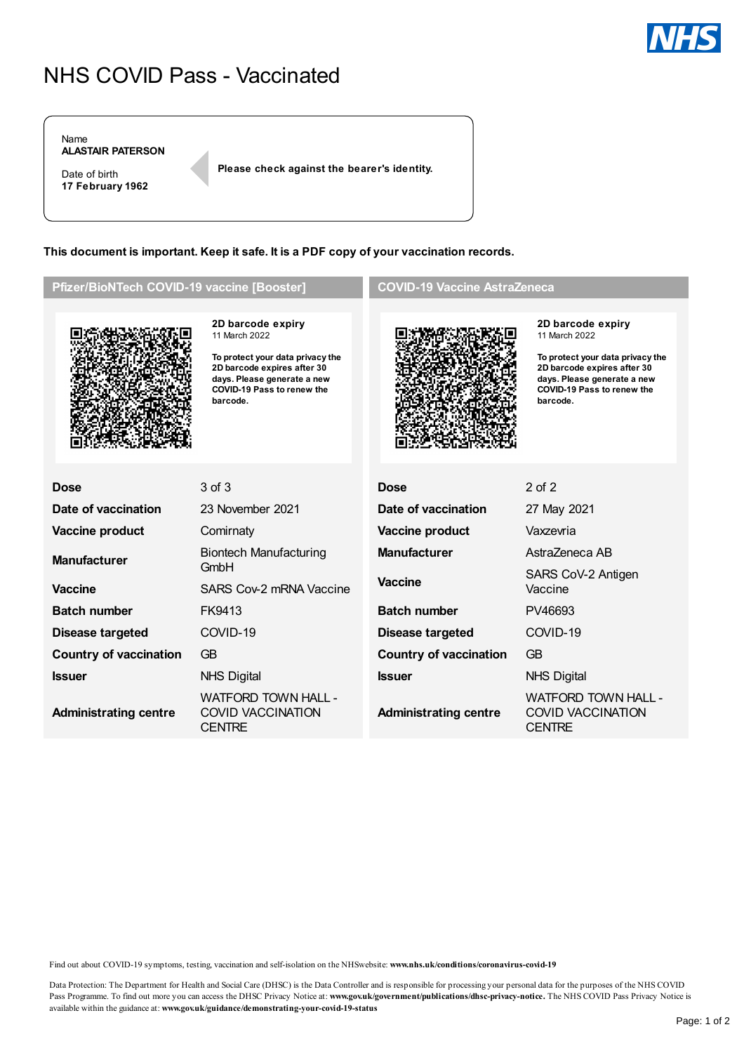# NHS COVID Pass - Vaccinated

Name
**ALASTAIR PATERSON**

Date of birth
**17 February 1962**

**Please check against the bearer's identity.**

**This document is important. Keep it safe. It is a PDF copy of your vaccination records.**

## Pfizer/BioNTech COVID-19 vaccine [Booster]

**2D barcode expiry**
11 March 2022

**To protect your data privacy the 2D barcode expires after 30 days. Please generate a new COVID-19 Pass to renew the barcode.**

| | |
|---|---|
| **Dose** | 3 of 3 |
| **Date of vaccination** | 23 November 2021 |
| **Vaccine product** | Comirnaty |
| **Manufacturer** | Biontech Manufacturing GmbH |
| **Vaccine** | SARS Cov-2 mRNA Vaccine |
| **Batch number** | FK9413 |
| **Disease targeted** | COVID-19 |
| **Country of vaccination** | GB |
| **Issuer** | NHS Digital |
| **Administrating centre** | WATFORD TOWN HALL - COVID VACCINATION CENTRE |

## COVID-19 Vaccine AstraZeneca

**2D barcode expiry**
11 March 2022

**To protect your data privacy the 2D barcode expires after 30 days. Please generate a new COVID-19 Pass to renew the barcode.**

| | |
|---|---|
| **Dose** | 2 of 2 |
| **Date of vaccination** | 27 May 2021 |
| **Vaccine product** | Vaxzevria |
| **Manufacturer** | AstraZeneca AB |
| **Vaccine** | SARS CoV-2 Antigen Vaccine |
| **Batch number** | PV46693 |
| **Disease targeted** | COVID-19 |
| **Country of vaccination** | GB |
| **Issuer** | NHS Digital |
| **Administrating centre** | WATFORD TOWN HALL - COVID VACCINATION CENTRE |

Find out about COVID-19 symptoms, testing, vaccination and self-isolation on the NHSwebsite: **www.nhs.uk/conditions/coronavirus-covid-19**

Data Protection: The Department for Health and Social Care (DHSC) is the Data Controller and is responsible for processing your personal data for the purposes of the NHS COVID Pass Programme. To find out more you can access the DHSC Privacy Notice at: **www.gov.uk/government/publications/dhsc-privacy-notice.** The NHS COVID Pass Privacy Notice is available within the guidance at: **www.gov.uk/guidance/demonstrating-your-covid-19-status**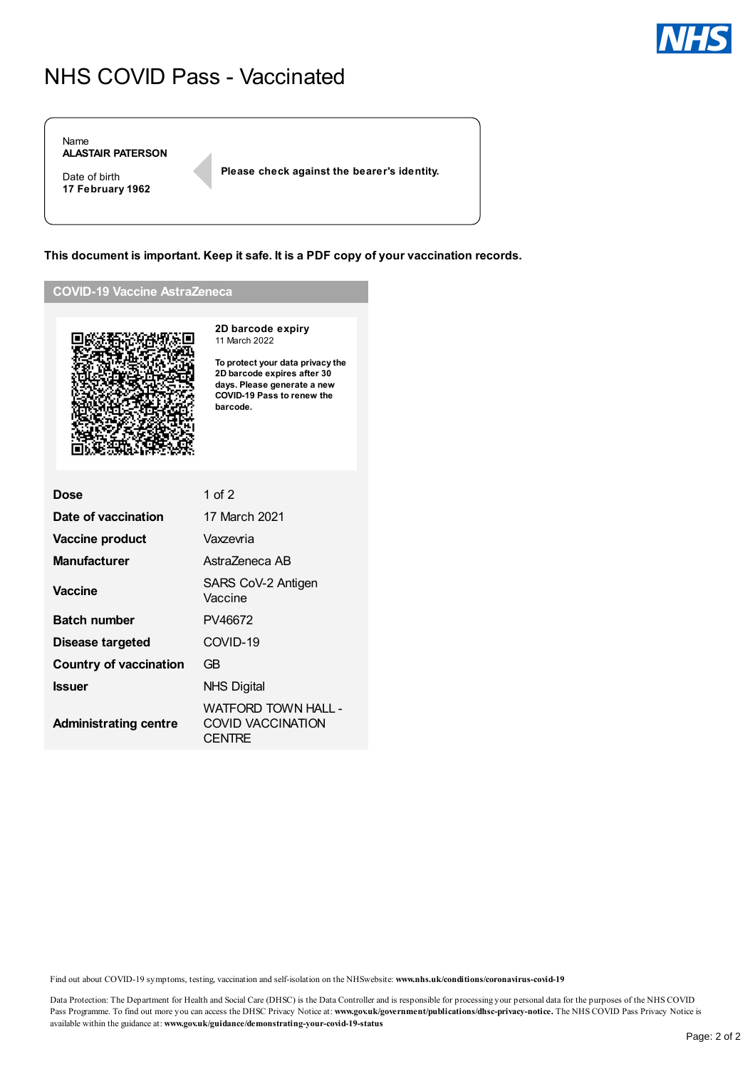# NHS COVID Pass - Vaccinated

Name
**ALASTAIR PATERSON**

Date of birth
**17 February 1962**

**Please check against the bearer's identity.**

**This document is important. Keep it safe. It is a PDF copy of your vaccination records.**

## COVID-19 Vaccine AstraZeneca

**2D barcode expiry**
11 March 2022

**To protect your data privacy the 2D barcode expires after 30 days. Please generate a new COVID-19 Pass to renew the barcode.**

| | |
|---|---|
| **Dose** | 1 of 2 |
| **Date of vaccination** | 17 March 2021 |
| **Vaccine product** | Vaxzevria |
| **Manufacturer** | AstraZeneca AB |
| **Vaccine** | SARS CoV-2 Antigen Vaccine |
| **Batch number** | PV46672 |
| **Disease targeted** | COVID-19 |
| **Country of vaccination** | GB |
| **Issuer** | NHS Digital |
| **Administrating centre** | WATFORD TOWN HALL - COVID VACCINATION CENTRE |

Find out about COVID-19 symptoms, testing, vaccination and self-isolation on the NHSwebsite: **www.nhs.uk/conditions/coronavirus-covid-19**

Data Protection: The Department for Health and Social Care (DHSC) is the Data Controller and is responsible for processing your personal data for the purposes of the NHS COVID Pass Programme. To find out more you can access the DHSC Privacy Notice at: **www.gov.uk/government/publications/dhsc-privacy-notice.** The NHS COVID Pass Privacy Notice is available within the guidance at: **www.gov.uk/guidance/demonstrating-your-covid-19-status**